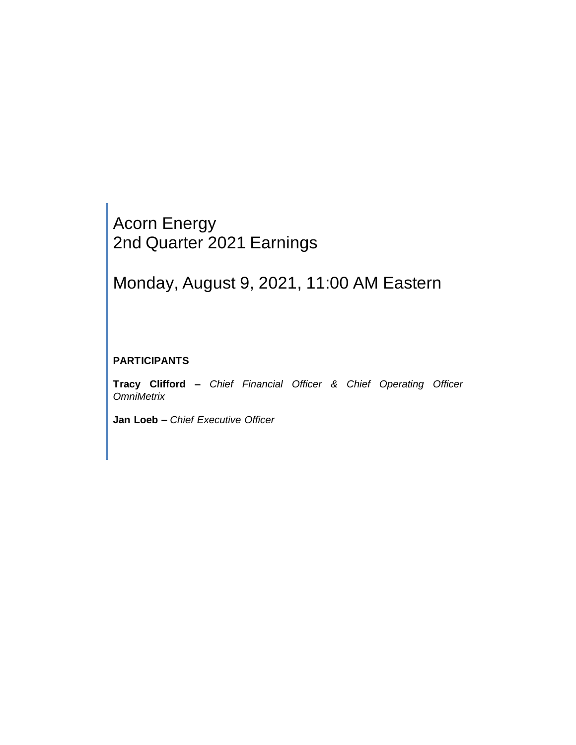# Acorn Energy
# 2nd Quarter 2021 Earnings

## Monday, August 9, 2021, 11:00 AM Eastern

**PARTICIPANTS**

**Tracy Clifford –** *Chief Financial Officer & Chief Operating Officer OmniMetrix*

**Jan Loeb –** *Chief Executive Officer*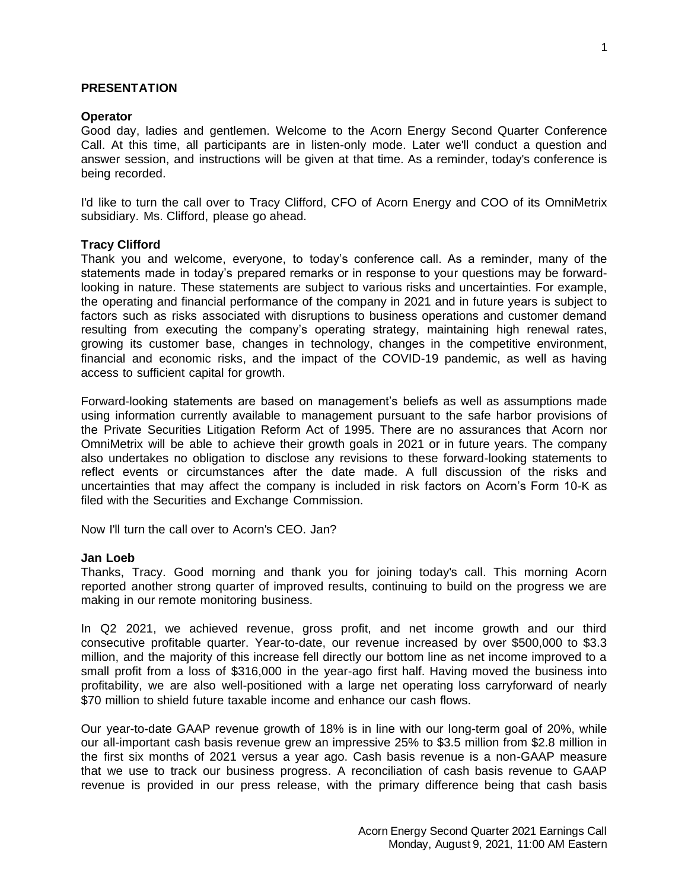## PRESENTATION

**Operator**

Good day, ladies and gentlemen. Welcome to the Acorn Energy Second Quarter Conference Call. At this time, all participants are in listen-only mode. Later we'll conduct a question and answer session, and instructions will be given at that time. As a reminder, today's conference is being recorded.

I'd like to turn the call over to Tracy Clifford, CFO of Acorn Energy and COO of its OmniMetrix subsidiary. Ms. Clifford, please go ahead.

**Tracy Clifford**

Thank you and welcome, everyone, to today's conference call. As a reminder, many of the statements made in today's prepared remarks or in response to your questions may be forward-looking in nature. These statements are subject to various risks and uncertainties. For example, the operating and financial performance of the company in 2021 and in future years is subject to factors such as risks associated with disruptions to business operations and customer demand resulting from executing the company's operating strategy, maintaining high renewal rates, growing its customer base, changes in technology, changes in the competitive environment, financial and economic risks, and the impact of the COVID-19 pandemic, as well as having access to sufficient capital for growth.

Forward-looking statements are based on management's beliefs as well as assumptions made using information currently available to management pursuant to the safe harbor provisions of the Private Securities Litigation Reform Act of 1995. There are no assurances that Acorn nor OmniMetrix will be able to achieve their growth goals in 2021 or in future years. The company also undertakes no obligation to disclose any revisions to these forward-looking statements to reflect events or circumstances after the date made. A full discussion of the risks and uncertainties that may affect the company is included in risk factors on Acorn's Form 10-K as filed with the Securities and Exchange Commission.

Now I'll turn the call over to Acorn's CEO. Jan?

**Jan Loeb**

Thanks, Tracy. Good morning and thank you for joining today's call. This morning Acorn reported another strong quarter of improved results, continuing to build on the progress we are making in our remote monitoring business.

In Q2 2021, we achieved revenue, gross profit, and net income growth and our third consecutive profitable quarter. Year-to-date, our revenue increased by over $500,000 to $3.3 million, and the majority of this increase fell directly our bottom line as net income improved to a small profit from a loss of $316,000 in the year-ago first half. Having moved the business into profitability, we are also well-positioned with a large net operating loss carryforward of nearly $70 million to shield future taxable income and enhance our cash flows.

Our year-to-date GAAP revenue growth of 18% is in line with our long-term goal of 20%, while our all-important cash basis revenue grew an impressive 25% to $3.5 million from $2.8 million in the first six months of 2021 versus a year ago. Cash basis revenue is a non-GAAP measure that we use to track our business progress. A reconciliation of cash basis revenue to GAAP revenue is provided in our press release, with the primary difference being that cash basis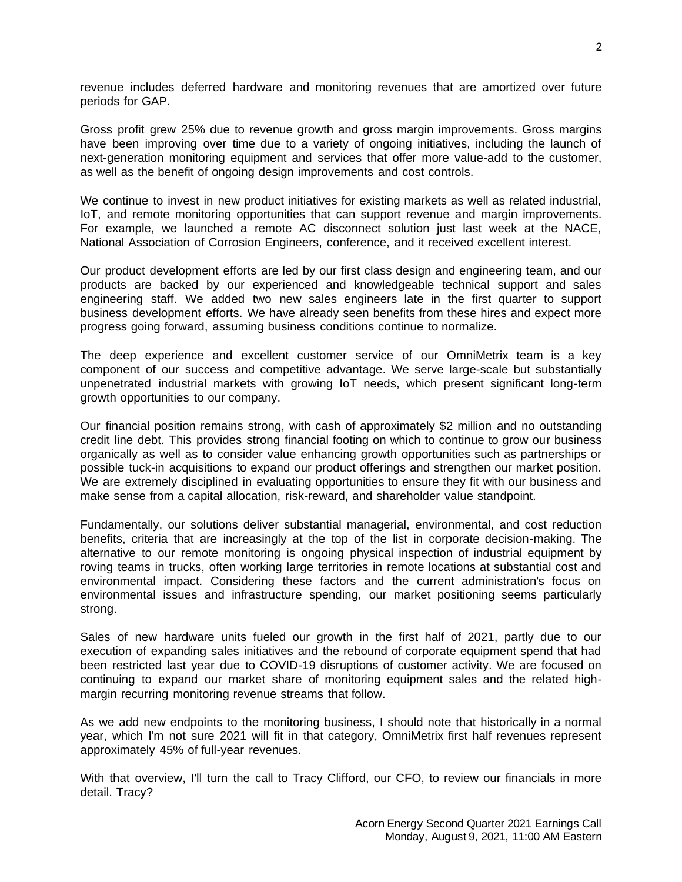revenue includes deferred hardware and monitoring revenues that are amortized over future periods for GAP.

Gross profit grew 25% due to revenue growth and gross margin improvements. Gross margins have been improving over time due to a variety of ongoing initiatives, including the launch of next-generation monitoring equipment and services that offer more value-add to the customer, as well as the benefit of ongoing design improvements and cost controls.

We continue to invest in new product initiatives for existing markets as well as related industrial, IoT, and remote monitoring opportunities that can support revenue and margin improvements. For example, we launched a remote AC disconnect solution just last week at the NACE, National Association of Corrosion Engineers, conference, and it received excellent interest.

Our product development efforts are led by our first class design and engineering team, and our products are backed by our experienced and knowledgeable technical support and sales engineering staff. We added two new sales engineers late in the first quarter to support business development efforts. We have already seen benefits from these hires and expect more progress going forward, assuming business conditions continue to normalize.

The deep experience and excellent customer service of our OmniMetrix team is a key component of our success and competitive advantage. We serve large-scale but substantially unpenetrated industrial markets with growing IoT needs, which present significant long-term growth opportunities to our company.

Our financial position remains strong, with cash of approximately $2 million and no outstanding credit line debt. This provides strong financial footing on which to continue to grow our business organically as well as to consider value enhancing growth opportunities such as partnerships or possible tuck-in acquisitions to expand our product offerings and strengthen our market position. We are extremely disciplined in evaluating opportunities to ensure they fit with our business and make sense from a capital allocation, risk-reward, and shareholder value standpoint.

Fundamentally, our solutions deliver substantial managerial, environmental, and cost reduction benefits, criteria that are increasingly at the top of the list in corporate decision-making. The alternative to our remote monitoring is ongoing physical inspection of industrial equipment by roving teams in trucks, often working large territories in remote locations at substantial cost and environmental impact. Considering these factors and the current administration's focus on environmental issues and infrastructure spending, our market positioning seems particularly strong.

Sales of new hardware units fueled our growth in the first half of 2021, partly due to our execution of expanding sales initiatives and the rebound of corporate equipment spend that had been restricted last year due to COVID-19 disruptions of customer activity. We are focused on continuing to expand our market share of monitoring equipment sales and the related high-margin recurring monitoring revenue streams that follow.

As we add new endpoints to the monitoring business, I should note that historically in a normal year, which I'm not sure 2021 will fit in that category, OmniMetrix first half revenues represent approximately 45% of full-year revenues.

With that overview, I'll turn the call to Tracy Clifford, our CFO, to review our financials in more detail. Tracy?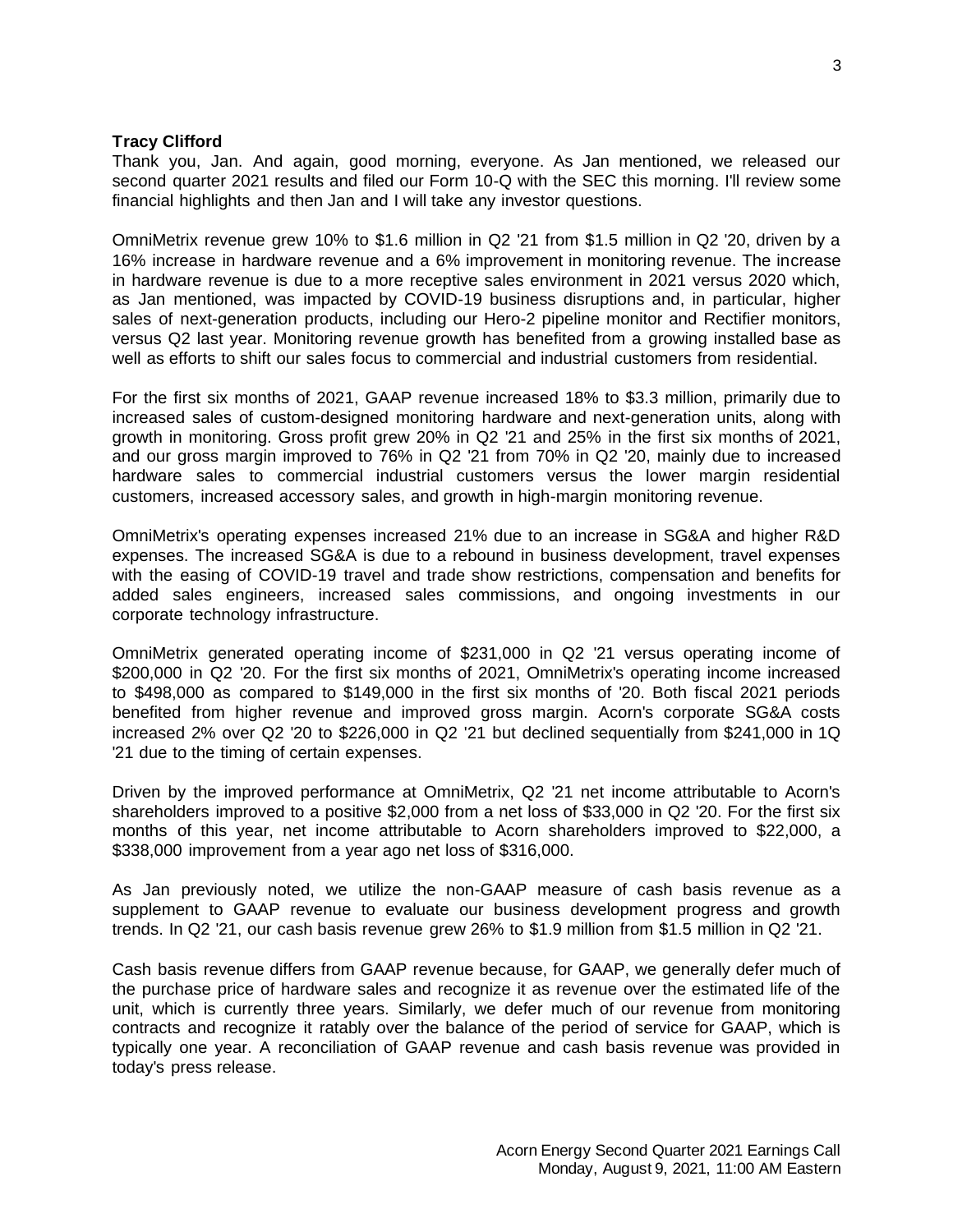**Tracy Clifford**

Thank you, Jan. And again, good morning, everyone. As Jan mentioned, we released our second quarter 2021 results and filed our Form 10-Q with the SEC this morning. I'll review some financial highlights and then Jan and I will take any investor questions.

OmniMetrix revenue grew 10% to $1.6 million in Q2 '21 from $1.5 million in Q2 '20, driven by a 16% increase in hardware revenue and a 6% improvement in monitoring revenue. The increase in hardware revenue is due to a more receptive sales environment in 2021 versus 2020 which, as Jan mentioned, was impacted by COVID-19 business disruptions and, in particular, higher sales of next-generation products, including our Hero-2 pipeline monitor and Rectifier monitors, versus Q2 last year. Monitoring revenue growth has benefited from a growing installed base as well as efforts to shift our sales focus to commercial and industrial customers from residential.

For the first six months of 2021, GAAP revenue increased 18% to $3.3 million, primarily due to increased sales of custom-designed monitoring hardware and next-generation units, along with growth in monitoring. Gross profit grew 20% in Q2 '21 and 25% in the first six months of 2021, and our gross margin improved to 76% in Q2 '21 from 70% in Q2 '20, mainly due to increased hardware sales to commercial industrial customers versus the lower margin residential customers, increased accessory sales, and growth in high-margin monitoring revenue.

OmniMetrix's operating expenses increased 21% due to an increase in SG&A and higher R&D expenses. The increased SG&A is due to a rebound in business development, travel expenses with the easing of COVID-19 travel and trade show restrictions, compensation and benefits for added sales engineers, increased sales commissions, and ongoing investments in our corporate technology infrastructure.

OmniMetrix generated operating income of $231,000 in Q2 '21 versus operating income of $200,000 in Q2 '20. For the first six months of 2021, OmniMetrix's operating income increased to $498,000 as compared to $149,000 in the first six months of '20. Both fiscal 2021 periods benefited from higher revenue and improved gross margin. Acorn's corporate SG&A costs increased 2% over Q2 '20 to $226,000 in Q2 '21 but declined sequentially from $241,000 in 1Q '21 due to the timing of certain expenses.

Driven by the improved performance at OmniMetrix, Q2 '21 net income attributable to Acorn's shareholders improved to a positive $2,000 from a net loss of $33,000 in Q2 '20. For the first six months of this year, net income attributable to Acorn shareholders improved to $22,000, a $338,000 improvement from a year ago net loss of $316,000.

As Jan previously noted, we utilize the non-GAAP measure of cash basis revenue as a supplement to GAAP revenue to evaluate our business development progress and growth trends. In Q2 '21, our cash basis revenue grew 26% to $1.9 million from $1.5 million in Q2 '21.

Cash basis revenue differs from GAAP revenue because, for GAAP, we generally defer much of the purchase price of hardware sales and recognize it as revenue over the estimated life of the unit, which is currently three years. Similarly, we defer much of our revenue from monitoring contracts and recognize it ratably over the balance of the period of service for GAAP, which is typically one year. A reconciliation of GAAP revenue and cash basis revenue was provided in today's press release.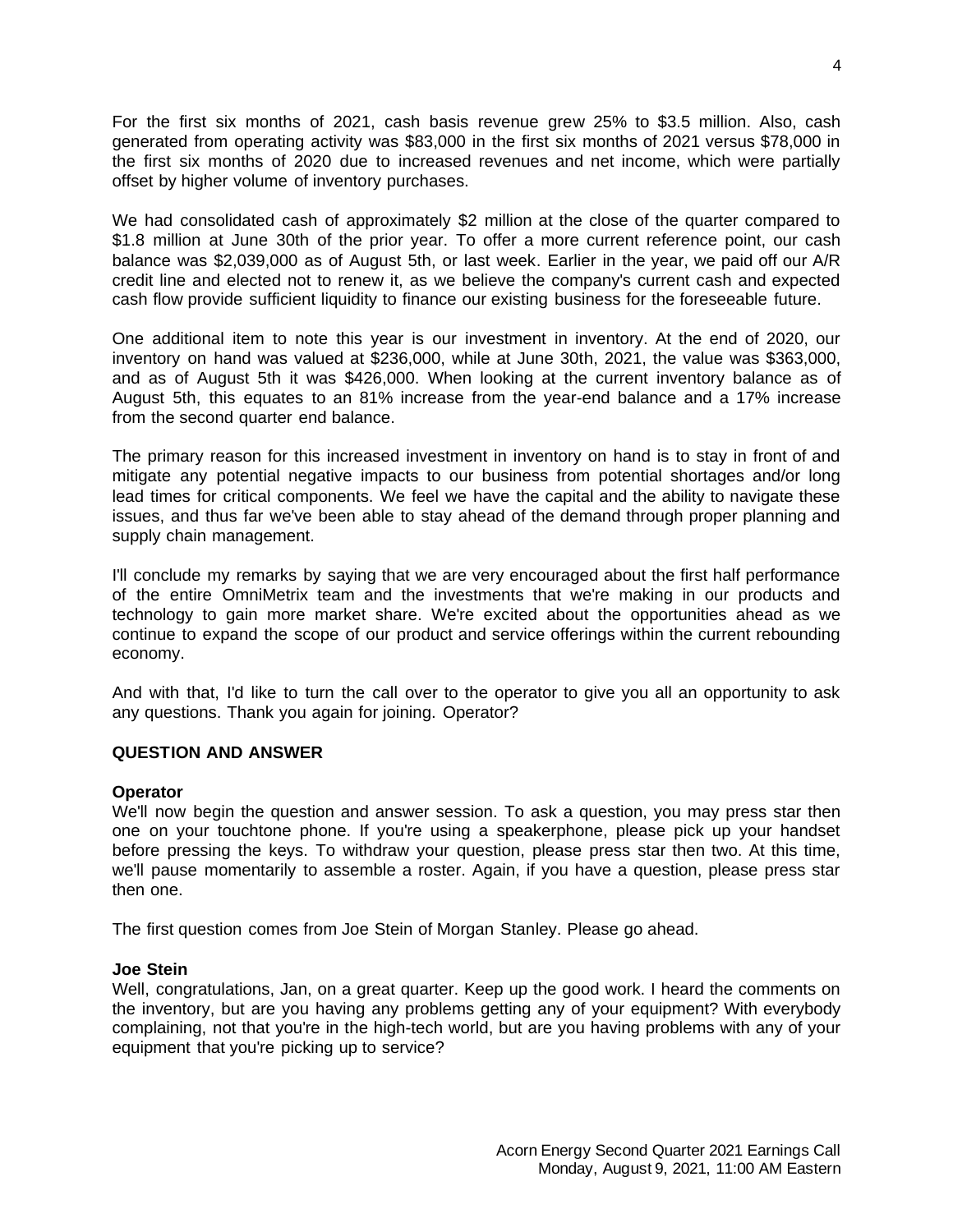For the first six months of 2021, cash basis revenue grew 25% to $3.5 million. Also, cash generated from operating activity was $83,000 in the first six months of 2021 versus $78,000 in the first six months of 2020 due to increased revenues and net income, which were partially offset by higher volume of inventory purchases.

We had consolidated cash of approximately $2 million at the close of the quarter compared to $1.8 million at June 30th of the prior year. To offer a more current reference point, our cash balance was $2,039,000 as of August 5th, or last week. Earlier in the year, we paid off our A/R credit line and elected not to renew it, as we believe the company's current cash and expected cash flow provide sufficient liquidity to finance our existing business for the foreseeable future.

One additional item to note this year is our investment in inventory. At the end of 2020, our inventory on hand was valued at $236,000, while at June 30th, 2021, the value was $363,000, and as of August 5th it was $426,000. When looking at the current inventory balance as of August 5th, this equates to an 81% increase from the year-end balance and a 17% increase from the second quarter end balance.

The primary reason for this increased investment in inventory on hand is to stay in front of and mitigate any potential negative impacts to our business from potential shortages and/or long lead times for critical components. We feel we have the capital and the ability to navigate these issues, and thus far we've been able to stay ahead of the demand through proper planning and supply chain management.

I'll conclude my remarks by saying that we are very encouraged about the first half performance of the entire OmniMetrix team and the investments that we're making in our products and technology to gain more market share. We're excited about the opportunities ahead as we continue to expand the scope of our product and service offerings within the current rebounding economy.

And with that, I'd like to turn the call over to the operator to give you all an opportunity to ask any questions. Thank you again for joining. Operator?

**QUESTION AND ANSWER**

**Operator**
We'll now begin the question and answer session. To ask a question, you may press star then one on your touchtone phone. If you're using a speakerphone, please pick up your handset before pressing the keys. To withdraw your question, please press star then two. At this time, we'll pause momentarily to assemble a roster. Again, if you have a question, please press star then one.

The first question comes from Joe Stein of Morgan Stanley. Please go ahead.

**Joe Stein**
Well, congratulations, Jan, on a great quarter. Keep up the good work. I heard the comments on the inventory, but are you having any problems getting any of your equipment? With everybody complaining, not that you're in the high-tech world, but are you having problems with any of your equipment that you're picking up to service?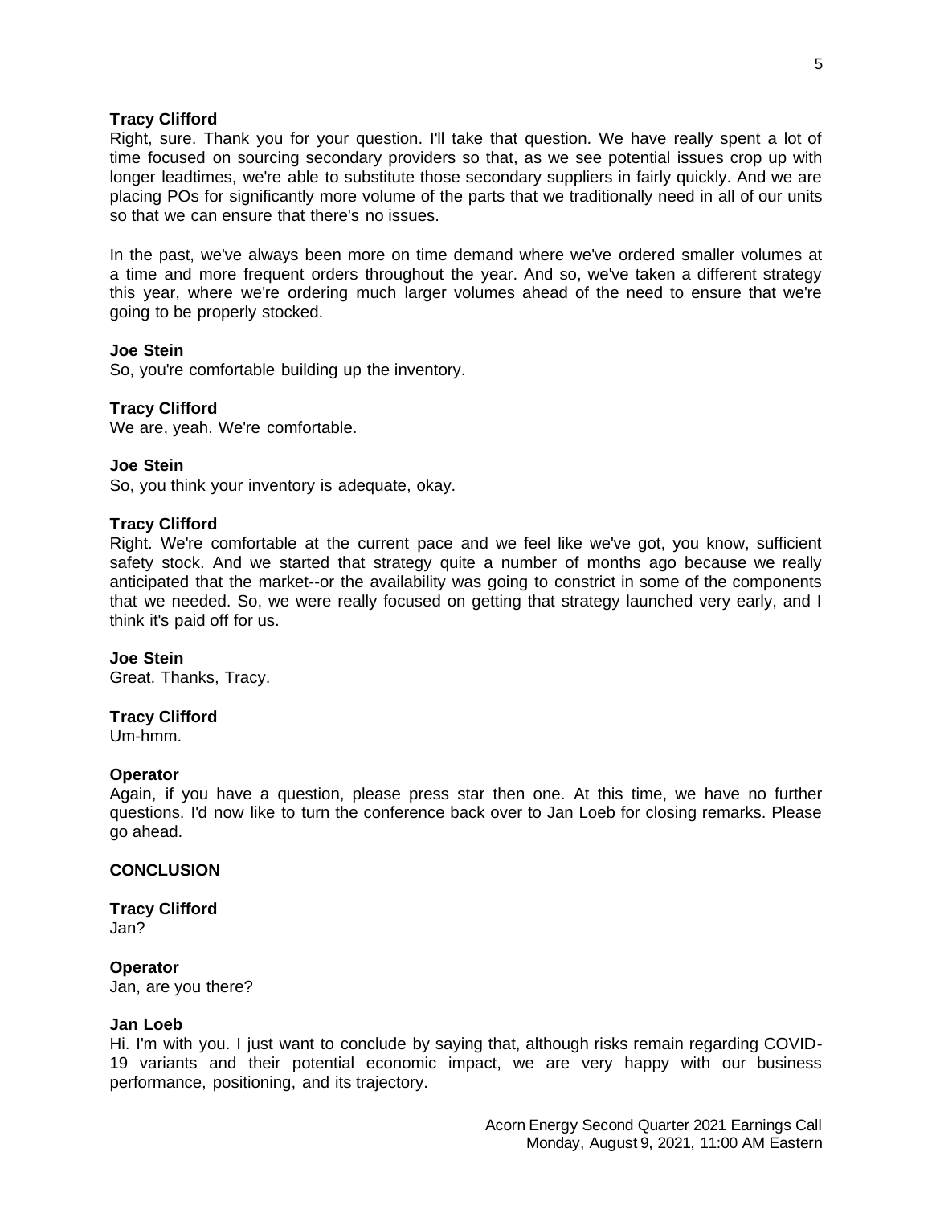**Tracy Clifford**
Right, sure. Thank you for your question. I'll take that question. We have really spent a lot of time focused on sourcing secondary providers so that, as we see potential issues crop up with longer leadtimes, we're able to substitute those secondary suppliers in fairly quickly. And we are placing POs for significantly more volume of the parts that we traditionally need in all of our units so that we can ensure that there's no issues.

In the past, we've always been more on time demand where we've ordered smaller volumes at a time and more frequent orders throughout the year. And so, we've taken a different strategy this year, where we're ordering much larger volumes ahead of the need to ensure that we're going to be properly stocked.

**Joe Stein**
So, you're comfortable building up the inventory.

**Tracy Clifford**
We are, yeah. We're comfortable.

**Joe Stein**
So, you think your inventory is adequate, okay.

**Tracy Clifford**
Right. We're comfortable at the current pace and we feel like we've got, you know, sufficient safety stock. And we started that strategy quite a number of months ago because we really anticipated that the market--or the availability was going to constrict in some of the components that we needed. So, we were really focused on getting that strategy launched very early, and I think it's paid off for us.

**Joe Stein**
Great. Thanks, Tracy.

**Tracy Clifford**
Um-hmm.

**Operator**
Again, if you have a question, please press star then one. At this time, we have no further questions. I'd now like to turn the conference back over to Jan Loeb for closing remarks. Please go ahead.

## CONCLUSION

**Tracy Clifford**
Jan?

**Operator**
Jan, are you there?

**Jan Loeb**
Hi. I'm with you. I just want to conclude by saying that, although risks remain regarding COVID-19 variants and their potential economic impact, we are very happy with our business performance, positioning, and its trajectory.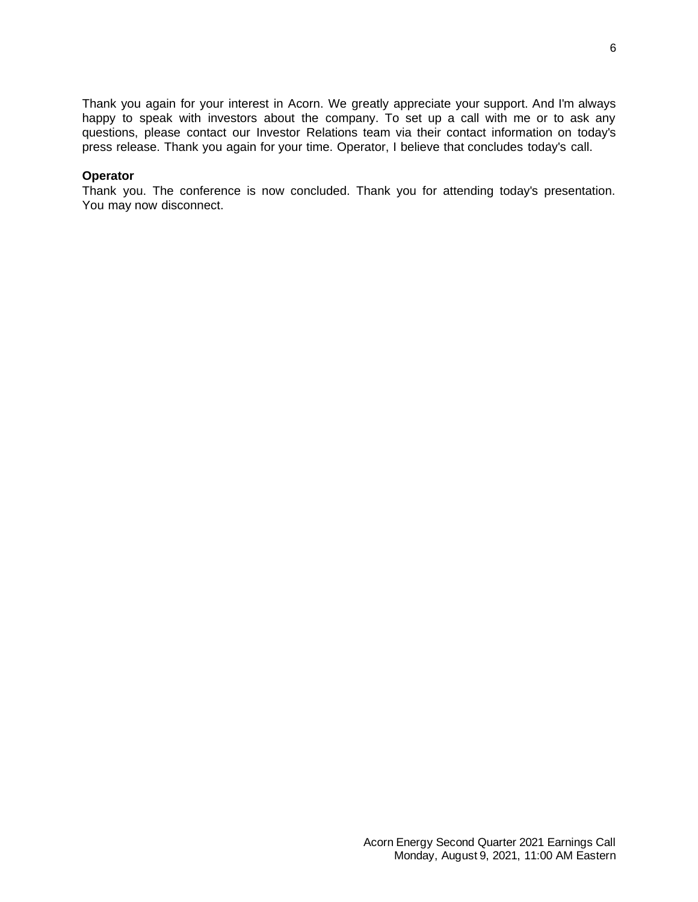Thank you again for your interest in Acorn. We greatly appreciate your support. And I'm always happy to speak with investors about the company. To set up a call with me or to ask any questions, please contact our Investor Relations team via their contact information on today's press release. Thank you again for your time. Operator, I believe that concludes today's call.

**Operator**

Thank you. The conference is now concluded. Thank you for attending today's presentation. You may now disconnect.